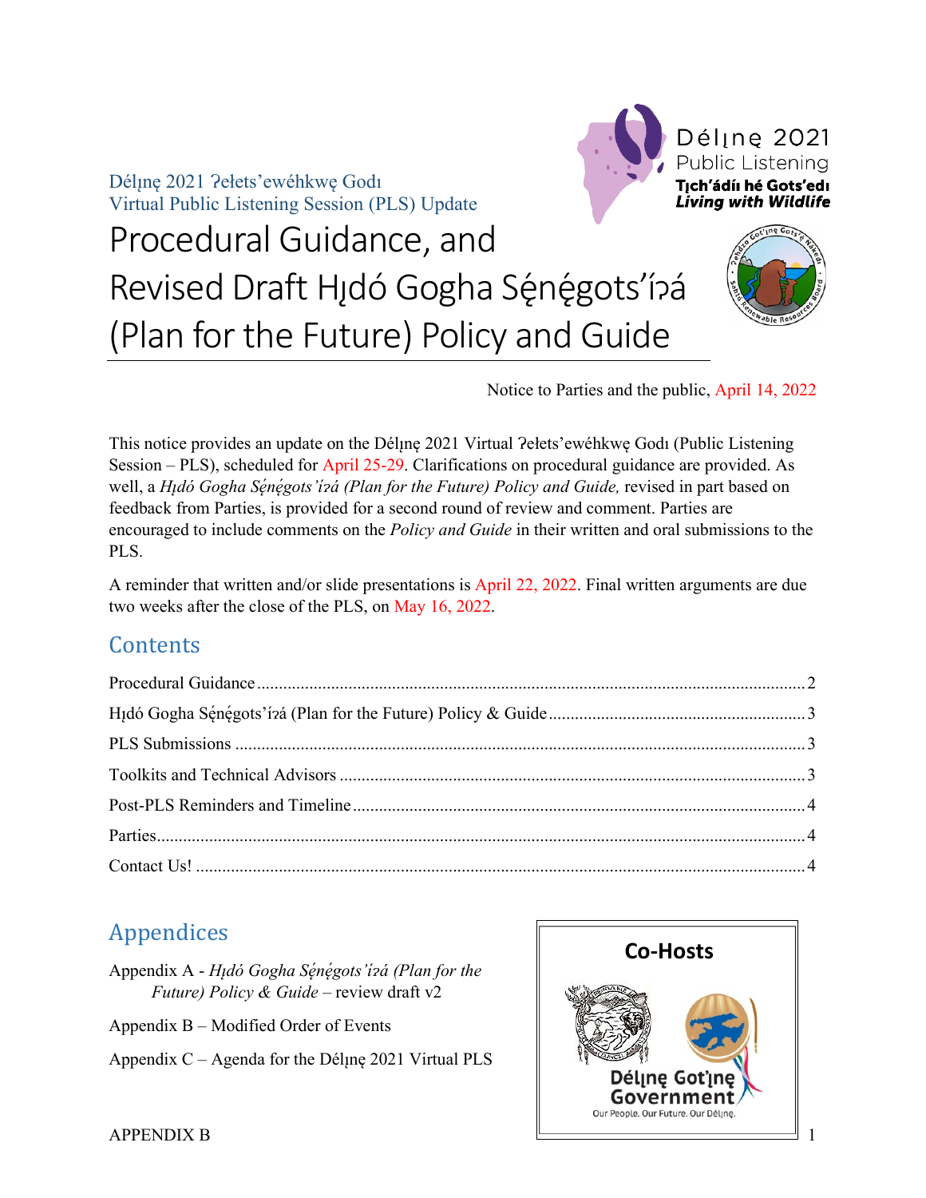Délı̨nę 2021 Ɂełets'ewéhkwę Godı
Virtual Public Listening Session (PLS) Update

# Procedural Guidance, and Revised Draft Hı̨dó Gogha Sę́nę́gots'ı́ɂá (Plan for the Future) Policy and Guide

Délı̨nę 2021
Public Listening
Tı̨ch'ádíı hé Gots'edı
***Living with Wildlife***

Notice to Parties and the public, April 14, 2022

This notice provides an update on the Délı̨nę 2021 Virtual Ɂełets'ewéhkwę Godı (Public Listening Session – PLS), scheduled for April 25-29. Clarifications on procedural guidance are provided. As well, a *Hı̨dó Gogha Sę́nę́gots'ı́ɂá (Plan for the Future) Policy and Guide,* revised in part based on feedback from Parties, is provided for a second round of review and comment. Parties are encouraged to include comments on the *Policy and Guide* in their written and oral submissions to the PLS.

A reminder that written and/or slide presentations is April 22, 2022. Final written arguments are due two weeks after the close of the PLS, on May 16, 2022.

## Contents

- Procedural Guidance .... 2
- Hı̨dó Gogha Sę́nę́gots'ı́ɂá (Plan for the Future) Policy & Guide .... 3
- PLS Submissions .... 3
- Toolkits and Technical Advisors .... 3
- Post-PLS Reminders and Timeline .... 4
- Parties .... 4
- Contact Us! .... 4

## Appendices

Appendix A - *Hı̨dó Gogha Sę́nę́gots'ı́ɂá (Plan for the Future) Policy & Guide* – review draft v2

Appendix B – Modified Order of Events

Appendix C – Agenda for the Délı̨nę 2021 Virtual PLS

**Co-Hosts**

Délı̨nę Got'ı̨nę Government
Our People. Our Future. Our Délı̨nę.

APPENDIX B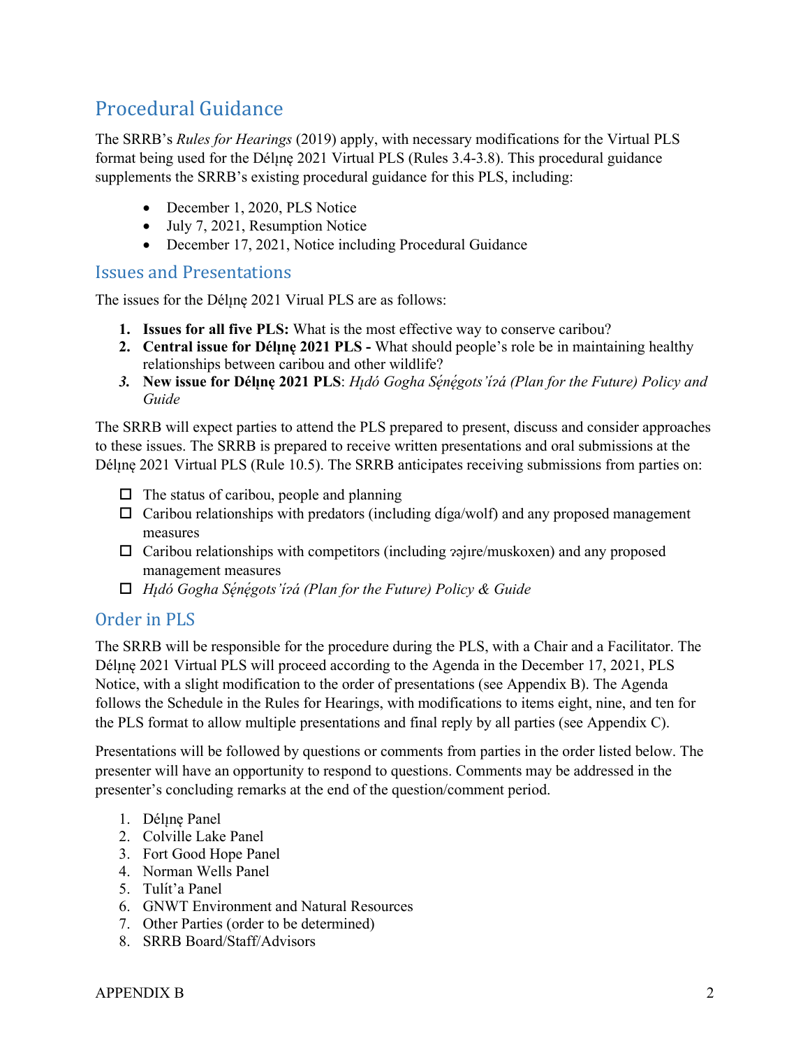## Procedural Guidance

The SRRB's *Rules for Hearings* (2019) apply, with necessary modifications for the Virtual PLS format being used for the Délı̨nę 2021 Virtual PLS (Rules 3.4-3.8). This procedural guidance supplements the SRRB's existing procedural guidance for this PLS, including:

- December 1, 2020, PLS Notice
- July 7, 2021, Resumption Notice
- December 17, 2021, Notice including Procedural Guidance

### Issues and Presentations

The issues for the Délı̨nę 2021 Virual PLS are as follows:

1. **Issues for all five PLS:** What is the most effective way to conserve caribou?
2. **Central issue for Délı̨nę 2021 PLS -** What should people's role be in maintaining healthy relationships between caribou and other wildlife?
3. **New issue for Délı̨nę 2021 PLS**: *Hı̨dó Gogha Sę́nę́gots'íɂá (Plan for the Future) Policy and Guide*

The SRRB will expect parties to attend the PLS prepared to present, discuss and consider approaches to these issues. The SRRB is prepared to receive written presentations and oral submissions at the Délı̨nę 2021 Virtual PLS (Rule 10.5). The SRRB anticipates receiving submissions from parties on:

- ☐ The status of caribou, people and planning
- ☐ Caribou relationships with predators (including díga/wolf) and any proposed management measures
- ☐ Caribou relationships with competitors (including ɂəjıre/muskoxen) and any proposed management measures
- ☐ *Hı̨dó Gogha Sę́nę́gots'íɂá (Plan for the Future) Policy & Guide*

### Order in PLS

The SRRB will be responsible for the procedure during the PLS, with a Chair and a Facilitator. The Délı̨nę 2021 Virtual PLS will proceed according to the Agenda in the December 17, 2021, PLS Notice, with a slight modification to the order of presentations (see Appendix B). The Agenda follows the Schedule in the Rules for Hearings, with modifications to items eight, nine, and ten for the PLS format to allow multiple presentations and final reply by all parties (see Appendix C).

Presentations will be followed by questions or comments from parties in the order listed below. The presenter will have an opportunity to respond to questions. Comments may be addressed in the presenter's concluding remarks at the end of the question/comment period.

1. Délı̨nę Panel
2. Colville Lake Panel
3. Fort Good Hope Panel
4. Norman Wells Panel
5. Tulít'a Panel
6. GNWT Environment and Natural Resources
7. Other Parties (order to be determined)
8. SRRB Board/Staff/Advisors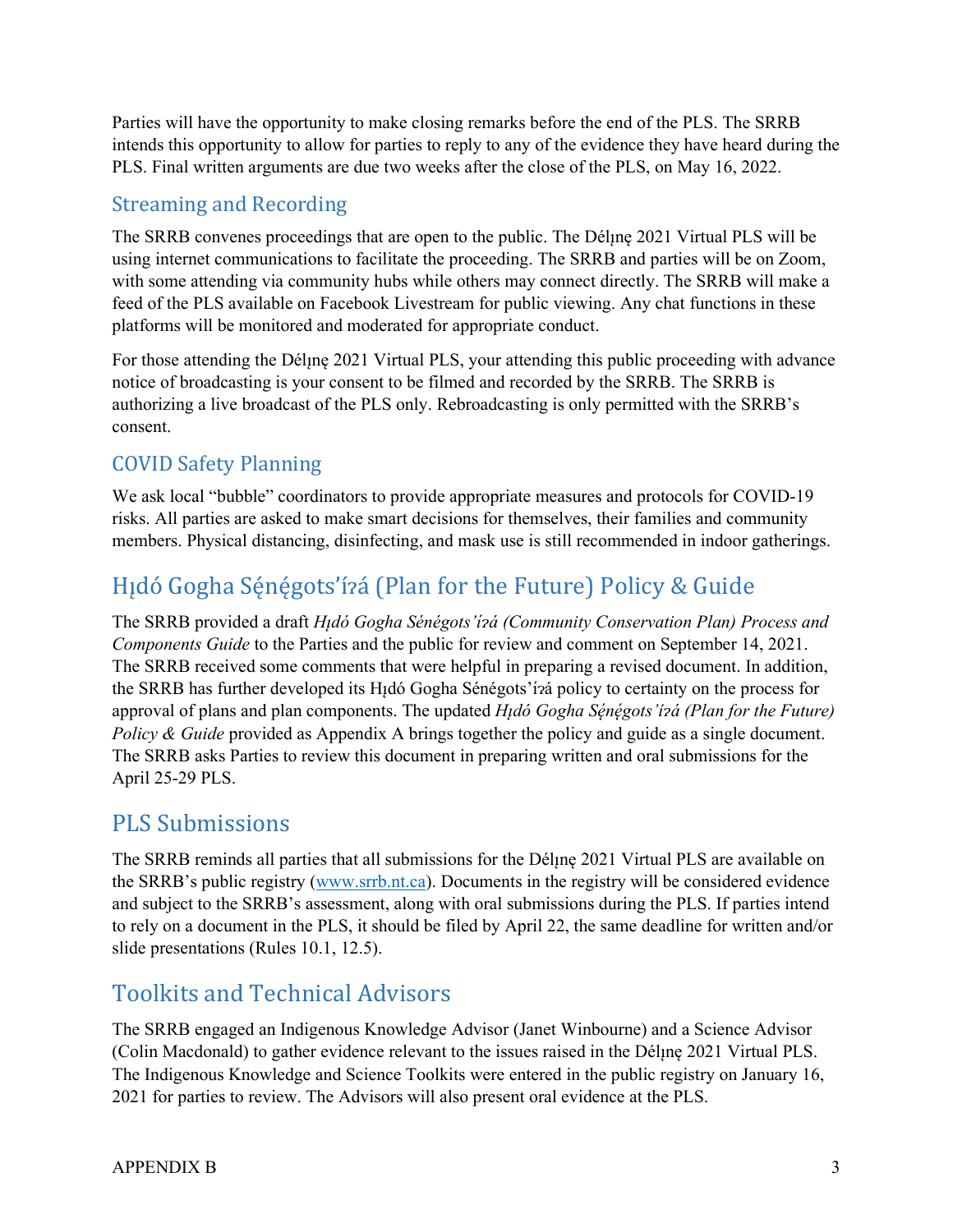Parties will have the opportunity to make closing remarks before the end of the PLS. The SRRB intends this opportunity to allow for parties to reply to any of the evidence they have heard during the PLS. Final written arguments are due two weeks after the close of the PLS, on May 16, 2022.

### Streaming and Recording

The SRRB convenes proceedings that are open to the public. The Délı̨nę 2021 Virtual PLS will be using internet communications to facilitate the proceeding. The SRRB and parties will be on Zoom, with some attending via community hubs while others may connect directly. The SRRB will make a feed of the PLS available on Facebook Livestream for public viewing. Any chat functions in these platforms will be monitored and moderated for appropriate conduct.

For those attending the Délı̨nę 2021 Virtual PLS, your attending this public proceeding with advance notice of broadcasting is your consent to be filmed and recorded by the SRRB. The SRRB is authorizing a live broadcast of the PLS only. Rebroadcasting is only permitted with the SRRB's consent.

### COVID Safety Planning

We ask local "bubble" coordinators to provide appropriate measures and protocols for COVID-19 risks. All parties are asked to make smart decisions for themselves, their families and community members. Physical distancing, disinfecting, and mask use is still recommended in indoor gatherings.

## Hı̨dó Gogha Sę́nę́gots'íɂá (Plan for the Future) Policy & Guide

The SRRB provided a draft *Hı̨dó Gogha Sénégots'íɂá (Community Conservation Plan) Process and Components Guide* to the Parties and the public for review and comment on September 14, 2021. The SRRB received some comments that were helpful in preparing a revised document. In addition, the SRRB has further developed its Hı̨dó Gogha Sénégots'íɂá policy to certainty on the process for approval of plans and plan components. The updated *Hı̨dó Gogha Sę́nę́gots'íɂá (Plan for the Future) Policy & Guide* provided as Appendix A brings together the policy and guide as a single document. The SRRB asks Parties to review this document in preparing written and oral submissions for the April 25-29 PLS.

## PLS Submissions

The SRRB reminds all parties that all submissions for the Délı̨nę 2021 Virtual PLS are available on the SRRB's public registry (www.srrb.nt.ca). Documents in the registry will be considered evidence and subject to the SRRB's assessment, along with oral submissions during the PLS. If parties intend to rely on a document in the PLS, it should be filed by April 22, the same deadline for written and/or slide presentations (Rules 10.1, 12.5).

## Toolkits and Technical Advisors

The SRRB engaged an Indigenous Knowledge Advisor (Janet Winbourne) and a Science Advisor (Colin Macdonald) to gather evidence relevant to the issues raised in the Délı̨nę 2021 Virtual PLS. The Indigenous Knowledge and Science Toolkits were entered in the public registry on January 16, 2021 for parties to review. The Advisors will also present oral evidence at the PLS.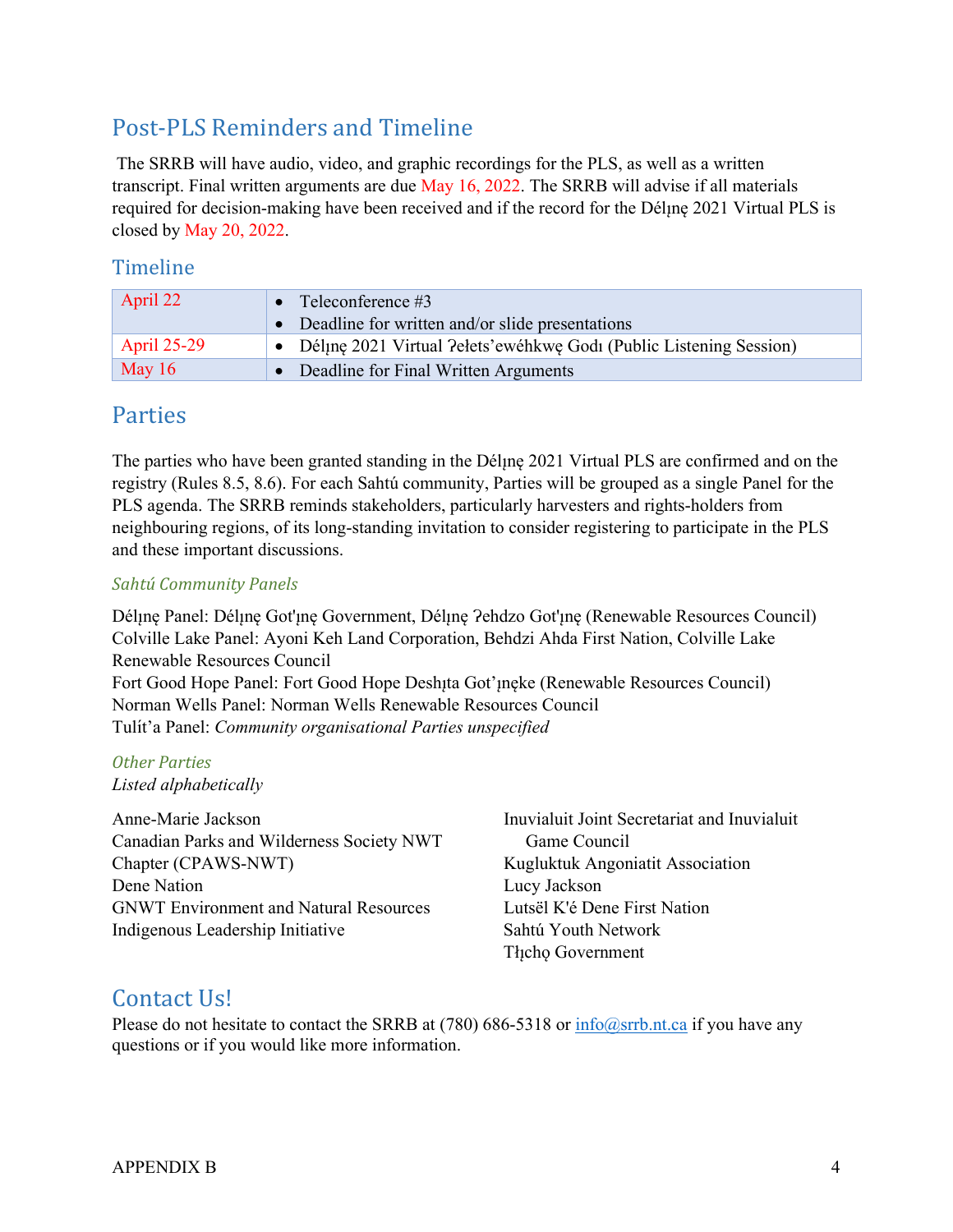## Post-PLS Reminders and Timeline

The SRRB will have audio, video, and graphic recordings for the PLS, as well as a written transcript. Final written arguments are due May 16, 2022. The SRRB will advise if all materials required for decision-making have been received and if the record for the Délı̨nę 2021 Virtual PLS is closed by May 20, 2022.

### Timeline

| | |
|---|---|
| April 22 | • Teleconference #3<br>• Deadline for written and/or slide presentations |
| April 25-29 | • Délı̨nę 2021 Virtual Ɂełets'ewéhkwę Godı (Public Listening Session) |
| May 16 | • Deadline for Final Written Arguments |

## Parties

The parties who have been granted standing in the Délı̨nę 2021 Virtual PLS are confirmed and on the registry (Rules 8.5, 8.6). For each Sahtú community, Parties will be grouped as a single Panel for the PLS agenda. The SRRB reminds stakeholders, particularly harvesters and rights-holders from neighbouring regions, of its long-standing invitation to consider registering to participate in the PLS and these important discussions.

### *Sahtú Community Panels*

Délı̨nę Panel: Délı̨nę Got'ı̨nę Government, Délı̨nę Ɂehdzo Got'ı̨nę (Renewable Resources Council)
Colville Lake Panel: Ayoni Keh Land Corporation, Behdzi Ahda First Nation, Colville Lake Renewable Resources Council
Fort Good Hope Panel: Fort Good Hope Deshı̨ta Got'ı̨nęke (Renewable Resources Council)
Norman Wells Panel: Norman Wells Renewable Resources Council
Tulít'a Panel: *Community organisational Parties unspecified*

### *Other Parties*

*Listed alphabetically*

Anne-Marie Jackson
Canadian Parks and Wilderness Society NWT Chapter (CPAWS-NWT)
Dene Nation
GNWT Environment and Natural Resources
Indigenous Leadership Initiative
Inuvialuit Joint Secretariat and Inuvialuit Game Council
Kugluktuk Angoniatit Association
Lucy Jackson
Lutsël K'é Dene First Nation
Sahtú Youth Network
Tłı̨chǫ Government

## Contact Us!

Please do not hesitate to contact the SRRB at (780) 686-5318 or info@srrb.nt.ca if you have any questions or if you would like more information.

APPENDIX B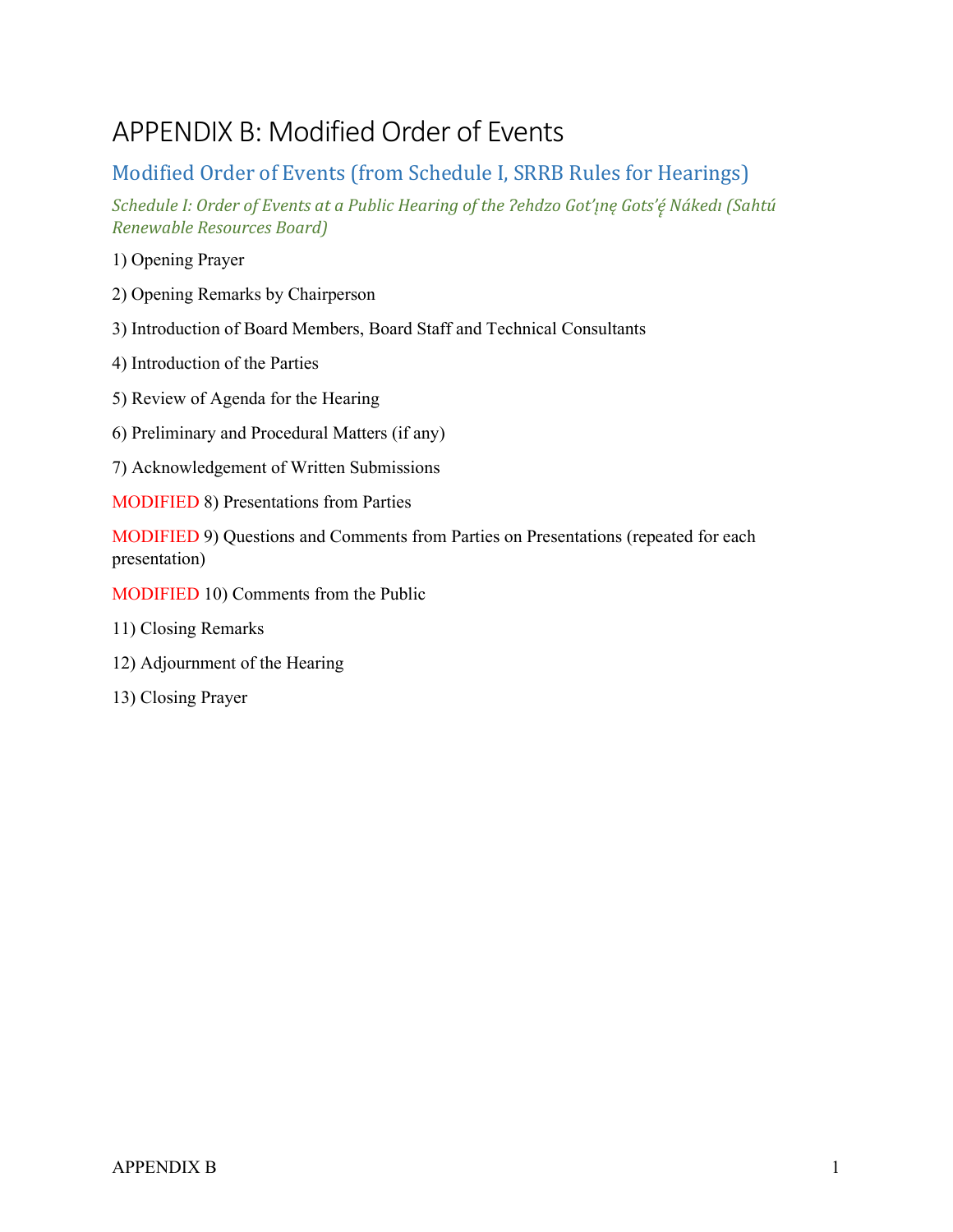# APPENDIX B: Modified Order of Events

## Modified Order of Events (from Schedule I, SRRB Rules for Hearings)

*Schedule I: Order of Events at a Public Hearing of the ʔehdzo Got'ı̨nę Gots'ę́ Nákedı (Sahtú Renewable Resources Board)*

1) Opening Prayer

2) Opening Remarks by Chairperson

3) Introduction of Board Members, Board Staff and Technical Consultants

4) Introduction of the Parties

5) Review of Agenda for the Hearing

6) Preliminary and Procedural Matters (if any)

7) Acknowledgement of Written Submissions

MODIFIED 8) Presentations from Parties

MODIFIED 9) Questions and Comments from Parties on Presentations (repeated for each presentation)

MODIFIED 10) Comments from the Public

11) Closing Remarks

12) Adjournment of the Hearing

13) Closing Prayer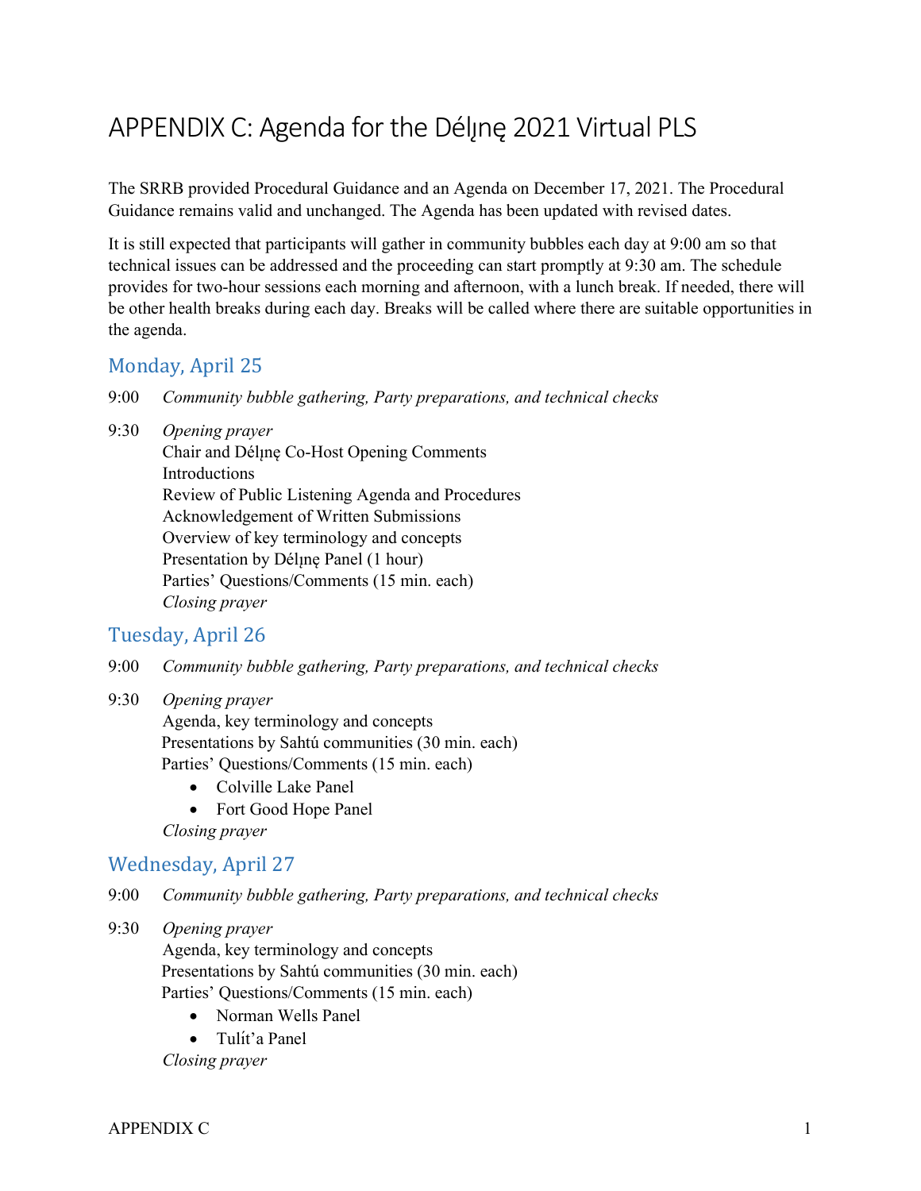# APPENDIX C: Agenda for the Délı̨nę 2021 Virtual PLS

The SRRB provided Procedural Guidance and an Agenda on December 17, 2021. The Procedural Guidance remains valid and unchanged. The Agenda has been updated with revised dates.

It is still expected that participants will gather in community bubbles each day at 9:00 am so that technical issues can be addressed and the proceeding can start promptly at 9:30 am. The schedule provides for two-hour sessions each morning and afternoon, with a lunch break. If needed, there will be other health breaks during each day. Breaks will be called where there are suitable opportunities in the agenda.

## Monday, April 25

9:00 *Community bubble gathering, Party preparations, and technical checks*

9:30 *Opening prayer*
Chair and Délı̨nę Co-Host Opening Comments
Introductions
Review of Public Listening Agenda and Procedures
Acknowledgement of Written Submissions
Overview of key terminology and concepts
Presentation by Délı̨nę Panel (1 hour)
Parties' Questions/Comments (15 min. each)
*Closing prayer*

## Tuesday, April 26

9:00 *Community bubble gathering, Party preparations, and technical checks*

9:30 *Opening prayer*
Agenda, key terminology and concepts
Presentations by Sahtú communities (30 min. each)
Parties' Questions/Comments (15 min. each)

- Colville Lake Panel
- Fort Good Hope Panel

*Closing prayer*

## Wednesday, April 27

9:00 *Community bubble gathering, Party preparations, and technical checks*

9:30 *Opening prayer*
Agenda, key terminology and concepts
Presentations by Sahtú communities (30 min. each)
Parties' Questions/Comments (15 min. each)

- Norman Wells Panel
- Tulít'a Panel

*Closing prayer*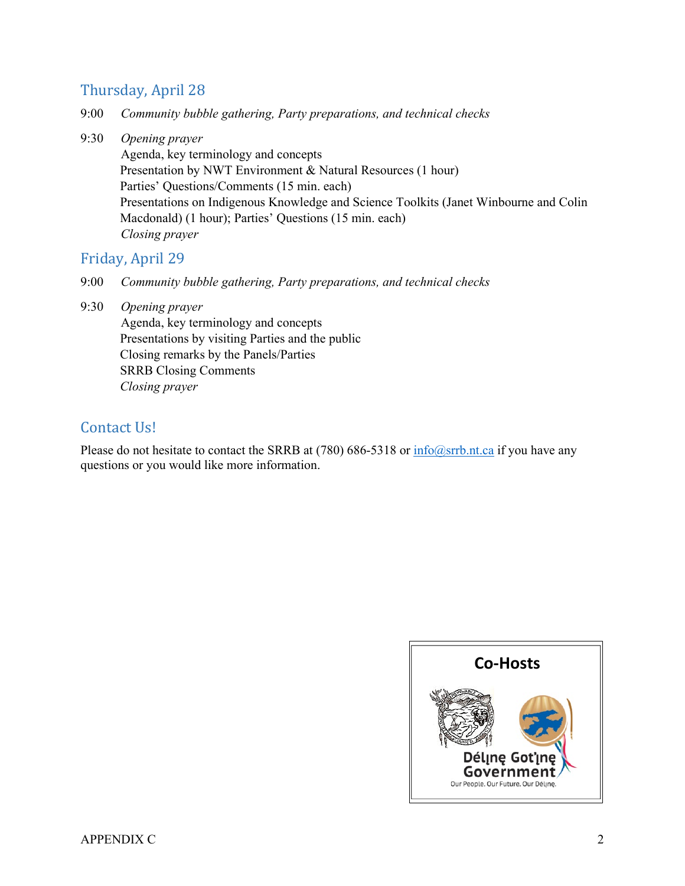## Thursday, April 28

9:00 *Community bubble gathering, Party preparations, and technical checks*

9:30 *Opening prayer*
Agenda, key terminology and concepts
Presentation by NWT Environment & Natural Resources (1 hour)
Parties' Questions/Comments (15 min. each)
Presentations on Indigenous Knowledge and Science Toolkits (Janet Winbourne and Colin Macdonald) (1 hour); Parties' Questions (15 min. each)
*Closing prayer*

## Friday, April 29

9:00 *Community bubble gathering, Party preparations, and technical checks*

9:30 *Opening prayer*
Agenda, key terminology and concepts
Presentations by visiting Parties and the public
Closing remarks by the Panels/Parties
SRRB Closing Comments
*Closing prayer*

## Contact Us!

Please do not hesitate to contact the SRRB at (780) 686-5318 or info@srrb.nt.ca if you have any questions or you would like more information.

**Co-Hosts**

Délı̨nę Got'ı̨nę Government
Our People. Our Future. Our Délı̨nę.

APPENDIX C